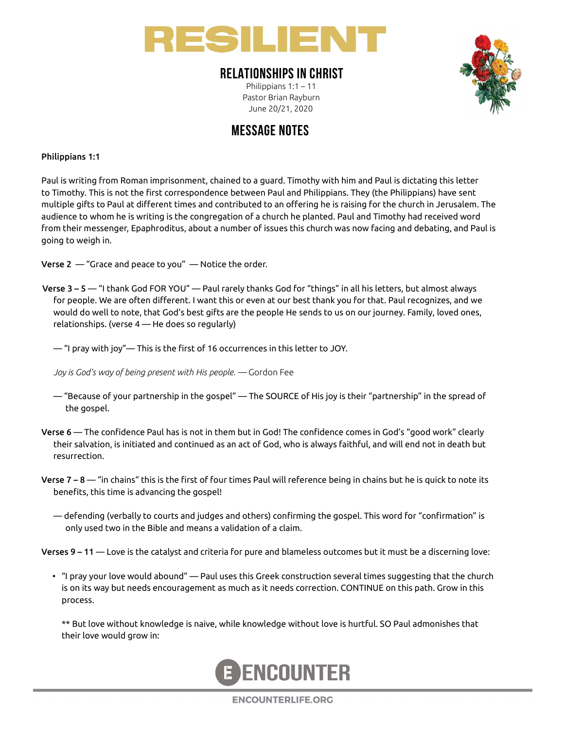# RESILIENT

## RELATIONSHIPS IN CHRIST

Philippians 1:1 – 11
Pastor Brian Rayburn
June 20/21, 2020

## MESSAGE NOTES

**Philippians 1:1**

Paul is writing from Roman imprisonment, chained to a guard. Timothy with him and Paul is dictating this letter to Timothy. This is not the first correspondence between Paul and Philippians. They (the Philippians) have sent multiple gifts to Paul at different times and contributed to an offering he is raising for the church in Jerusalem. The audience to whom he is writing is the congregation of a church he planted. Paul and Timothy had received word from their messenger, Epaphroditus, about a number of issues this church was now facing and debating, and Paul is going to weigh in.

**Verse 2** — "Grace and peace to you" — Notice the order.

**Verse 3 – 5** — "I thank God FOR YOU" — Paul rarely thanks God for "things" in all his letters, but almost always for people. We are often different. I want this or even at our best thank you for that. Paul recognizes, and we would do well to note, that God's best gifts are the people He sends to us on our journey. Family, loved ones, relationships. (verse 4 — He does so regularly)

— "I pray with joy"— This is the first of 16 occurrences in this letter to JOY.

*Joy is God's way of being present with His people.* — Gordon Fee

— "Because of your partnership in the gospel" — The SOURCE of His joy is their "partnership" in the spread of the gospel.

**Verse 6** — The confidence Paul has is not in them but in God! The confidence comes in God's "good work" clearly their salvation, is initiated and continued as an act of God, who is always faithful, and will end not in death but resurrection.

**Verse 7 – 8** — "in chains" this is the first of four times Paul will reference being in chains but he is quick to note its benefits, this time is advancing the gospel!

— defending (verbally to courts and judges and others) confirming the gospel. This word for "confirmation" is only used two in the Bible and means a validation of a claim.

**Verses 9 – 11** — Love is the catalyst and criteria for pure and blameless outcomes but it must be a discerning love:

- "I pray your love would abound" — Paul uses this Greek construction several times suggesting that the church is on its way but needs encouragement as much as it needs correction. CONTINUE on this path. Grow in this process.

  ** But love without knowledge is naive, while knowledge without love is hurtful. SO Paul admonishes that their love would grow in: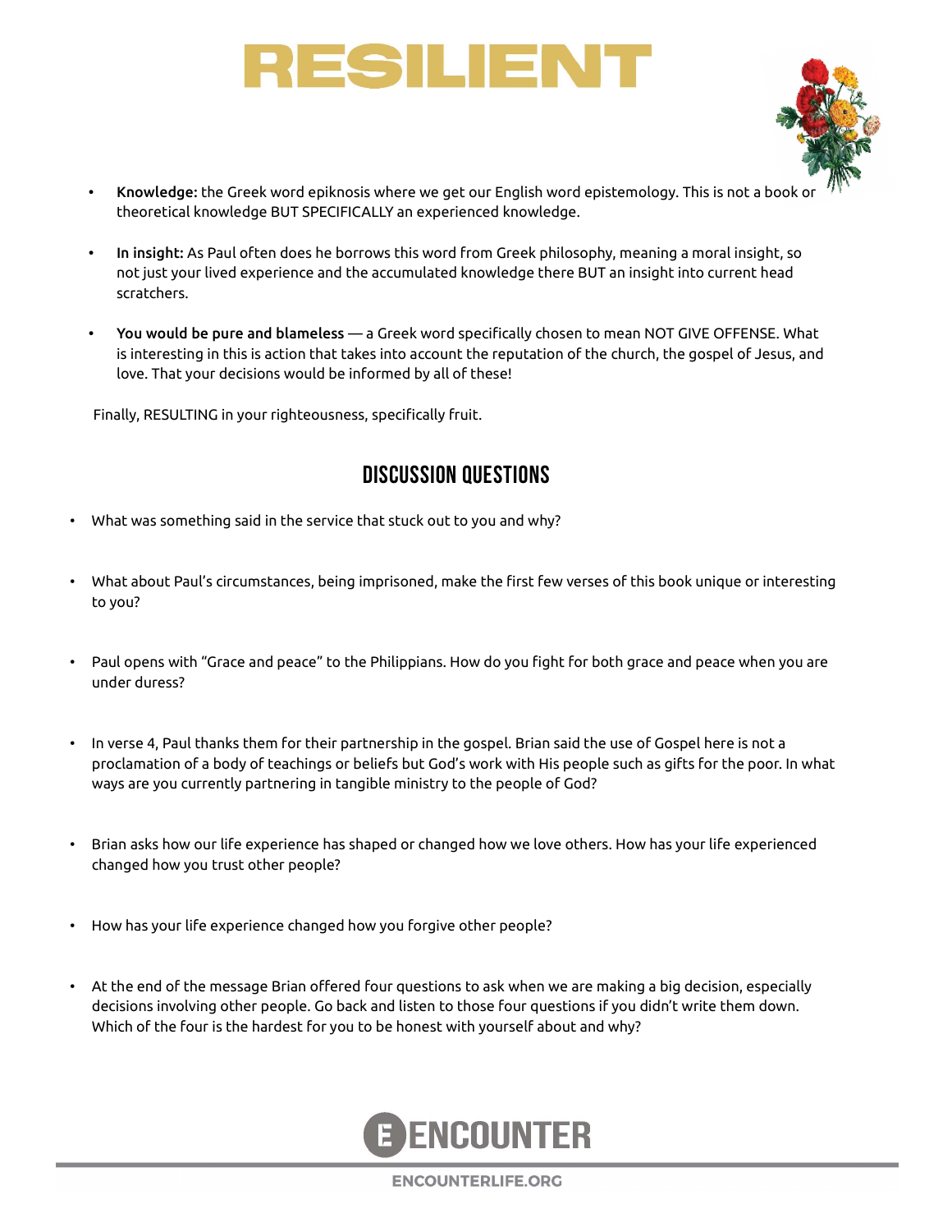# RESILIENT

- **Knowledge:** the Greek word epiknosis where we get our English word epistemology. This is not a book or theoretical knowledge BUT SPECIFICALLY an experienced knowledge.

- **In insight:** As Paul often does he borrows this word from Greek philosophy, meaning a moral insight, so not just your lived experience and the accumulated knowledge there BUT an insight into current head scratchers.

- **You would be pure and blameless** — a Greek word specifically chosen to mean NOT GIVE OFFENSE. What is interesting in this is action that takes into account the reputation of the church, the gospel of Jesus, and love. That your decisions would be informed by all of these!

Finally, RESULTING in your righteousness, specifically fruit.

## DISCUSSION QUESTIONS

- What was something said in the service that stuck out to you and why?

- What about Paul's circumstances, being imprisoned, make the first few verses of this book unique or interesting to you?

- Paul opens with "Grace and peace" to the Philippians. How do you fight for both grace and peace when you are under duress?

- In verse 4, Paul thanks them for their partnership in the gospel. Brian said the use of Gospel here is not a proclamation of a body of teachings or beliefs but God's work with His people such as gifts for the poor. In what ways are you currently partnering in tangible ministry to the people of God?

- Brian asks how our life experience has shaped or changed how we love others. How has your life experienced changed how you trust other people?

- How has your life experience changed how you forgive other people?

- At the end of the message Brian offered four questions to ask when we are making a big decision, especially decisions involving other people. Go back and listen to those four questions if you didn't write them down. Which of the four is the hardest for you to be honest with yourself about and why?

ENCOUNTER

ENCOUNTERLIFE.ORG